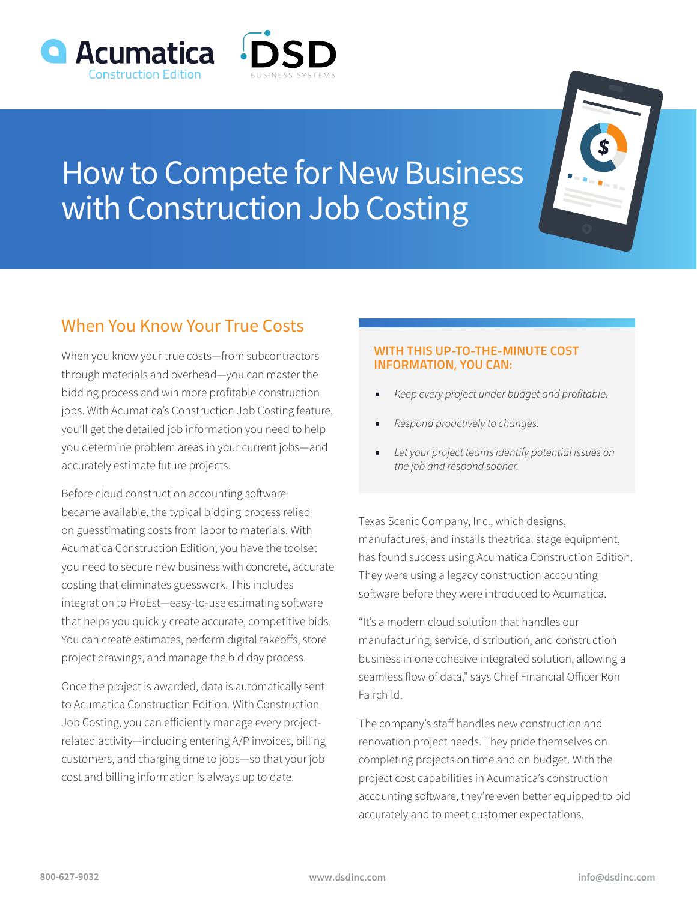Acumatica Construction Edition

DSD BUSINESS SYSTEMS

# How to Compete for New Business with Construction Job Costing

## When You Know Your True Costs

When you know your true costs—from subcontractors through materials and overhead—you can master the bidding process and win more profitable construction jobs. With Acumatica's Construction Job Costing feature, you'll get the detailed job information you need to help you determine problem areas in your current jobs—and accurately estimate future projects.

Before cloud construction accounting software became available, the typical bidding process relied on guesstimating costs from labor to materials. With Acumatica Construction Edition, you have the toolset you need to secure new business with concrete, accurate costing that eliminates guesswork. This includes integration to ProEst—easy-to-use estimating software that helps you quickly create accurate, competitive bids. You can create estimates, perform digital takeoffs, store project drawings, and manage the bid day process.

Once the project is awarded, data is automatically sent to Acumatica Construction Edition. With Construction Job Costing, you can efficiently manage every project-related activity—including entering A/P invoices, billing customers, and charging time to jobs—so that your job cost and billing information is always up to date.

### WITH THIS UP-TO-THE-MINUTE COST INFORMATION, YOU CAN:

- *Keep every project under budget and profitable.*
- *Respond proactively to changes.*
- *Let your project teams identify potential issues on the job and respond sooner.*

Texas Scenic Company, Inc., which designs, manufactures, and installs theatrical stage equipment, has found success using Acumatica Construction Edition. They were using a legacy construction accounting software before they were introduced to Acumatica.

"It's a modern cloud solution that handles our manufacturing, service, distribution, and construction business in one cohesive integrated solution, allowing a seamless flow of data," says Chief Financial Officer Ron Fairchild.

The company's staff handles new construction and renovation project needs. They pride themselves on completing projects on time and on budget. With the project cost capabilities in Acumatica's construction accounting software, they're even better equipped to bid accurately and to meet customer expectations.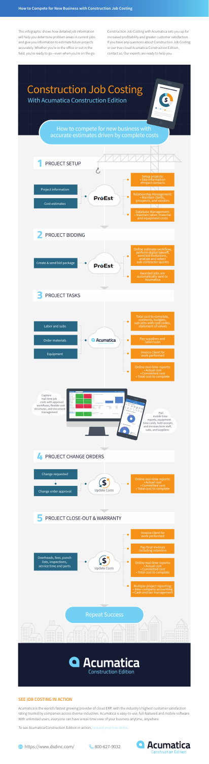## How to Compete for New Business with Construction Job Costing

This infographic shows how detailed job information will help you determine problem areas in current jobs and give you information to estimate future projects accurately. Whether you're in the office or out in the field, you're ready to go—even when you're on the go.

Construction Job Costing with Acumatica sets you up for increased profitability and greater customer satisfaction. If you have any questions about Construction Job Costing or our true cloud Acumatica Construction Edition, contact us. Our experts are ready to help you.

# Construction Job Costing

With Acumatica Construction Edition

How to compete for new business with accurate estimates driven by complete costs

## 1 PROJECT SETUP

Project information

Cost estimates

ProEst

Setup projects:
- Site information
- Project contacts

Relationship Management:
- Maintain clients, prospects, and vendors

Database Management:
- Maintain labor, material and equipment costs

## 2 PROJECT BIDDING

Create & send bid package

ProEst

Define estimate workflow, perform digital takeoff, send bid invitations, analyze and select sub-contractor quotes

Awarded jobs are automatically sent to Acumatica

## 3 PROJECT TASKS

Labor and subs

Order materials

Equipment

Acumatica Construction Edition

Total cost to complete, contracts, budgets, sub-jobs with cost codes, statement of values

Pay suppliers and labor/subs

Invoice client for work performed

Online real-time reports:
- Actual cost
- Committed cost
- Total cost to complete

Capture real-time job costs with approval workflows, flexible cost structures, and document management

Pull mobile time reports, equipment time cards, field receipts, and invoices from staff, subs, and suppliers

## 4 PROJECT CHANGE ORDERS

Change requested

Change order approval

Update Costs

Online real-time reports:
- Actual cost
- Committed cost
- Total cost to complete

## 5 PROJECT CLOSE-OUT & WARRANTY

Overheads, fees, punch lists, inspections, service time and parts

Update Costs

Invoice client for work performed

Pay final invoices including retention

Online real-time reports:
- Actual cost
- Committed cost
- Total cost to complete

Multiple project reporting:
- Inter-company accounting
- Cash and tax management

Repeat Success

Acumatica Construction Edition

### SEE JOB COSTING IN ACTION

Acumatica is the world's fastest growing provider of cloud ERP, with the industry's highest customer satisfaction rating trusted by companies across diverse industries. Acumatica is easy-to-use, full-featured and mobile software. With unlimited users, everyone can have a real-time view of your business anytime, anywhere.

To see Acumatica Construction Edition in action, request your free demo.

https://www.dsdinc.com/ 800-627-9032

Acumatica Construction Edition